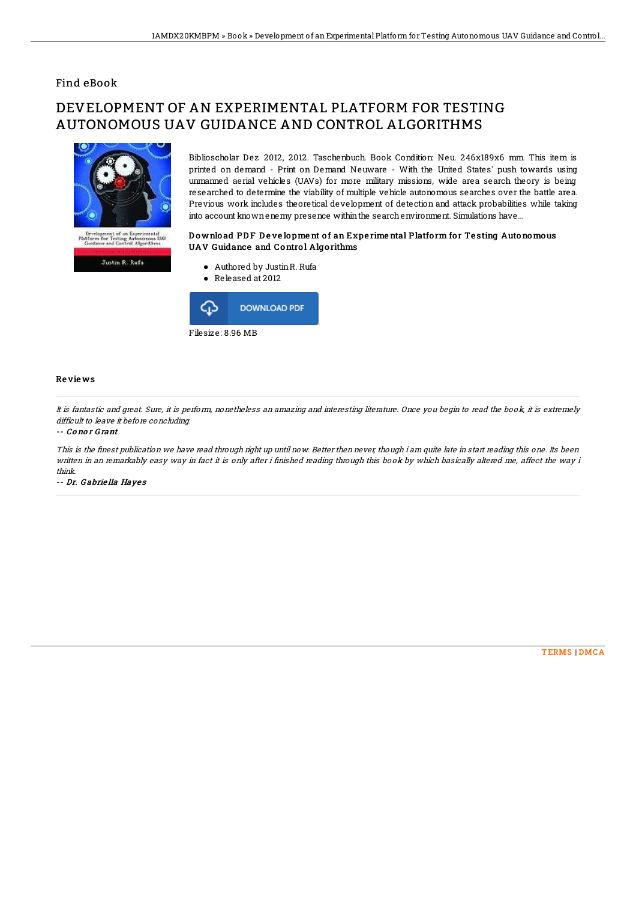Find eBook

# DEVELOPMENT OF AN EXPERIMENTAL PLATFORM FOR TESTING AUTONOMOUS UAV GUIDANCE AND CONTROL ALGORITHMS

Biblioscholar Dez 2012, 2012. Taschenbuch. Book Condition: Neu. 246x189x6 mm. This item is printed on demand - Print on Demand Neuware - With the United States' push towards using unmanned aerial vehicles (UAVs) for more military missions, wide area search theory is being researched to determine the viability of multiple vehicle autonomous searches over the battle area. Previous work includes theoretical development of detection and attack probabilities while taking into account known enemy presence within the search environment. Simulations have...

### Download PDF Development of an Experimental Platform for Testing Autonomous UAV Guidance and Control Algorithms

- Authored by Justin R. Rufa
- Released at 2012

DOWNLOAD PDF

Filesize: 8.96 MB

### Reviews

*It is fantastic and great. Sure, it is perform, nonetheless an amazing and interesting literature. Once you begin to read the book, it is extremely difficult to leave it before concluding.*

*-- Conor Grant*

*This is the finest publication we have read through right up until now. Better then never, though i am quite late in start reading this one. Its been written in an remarkably easy way in fact it is only after i finished reading through this book by which basically altered me, affect the way i think.*

*-- Dr. Gabriella Hayes*

TERMS | DMCA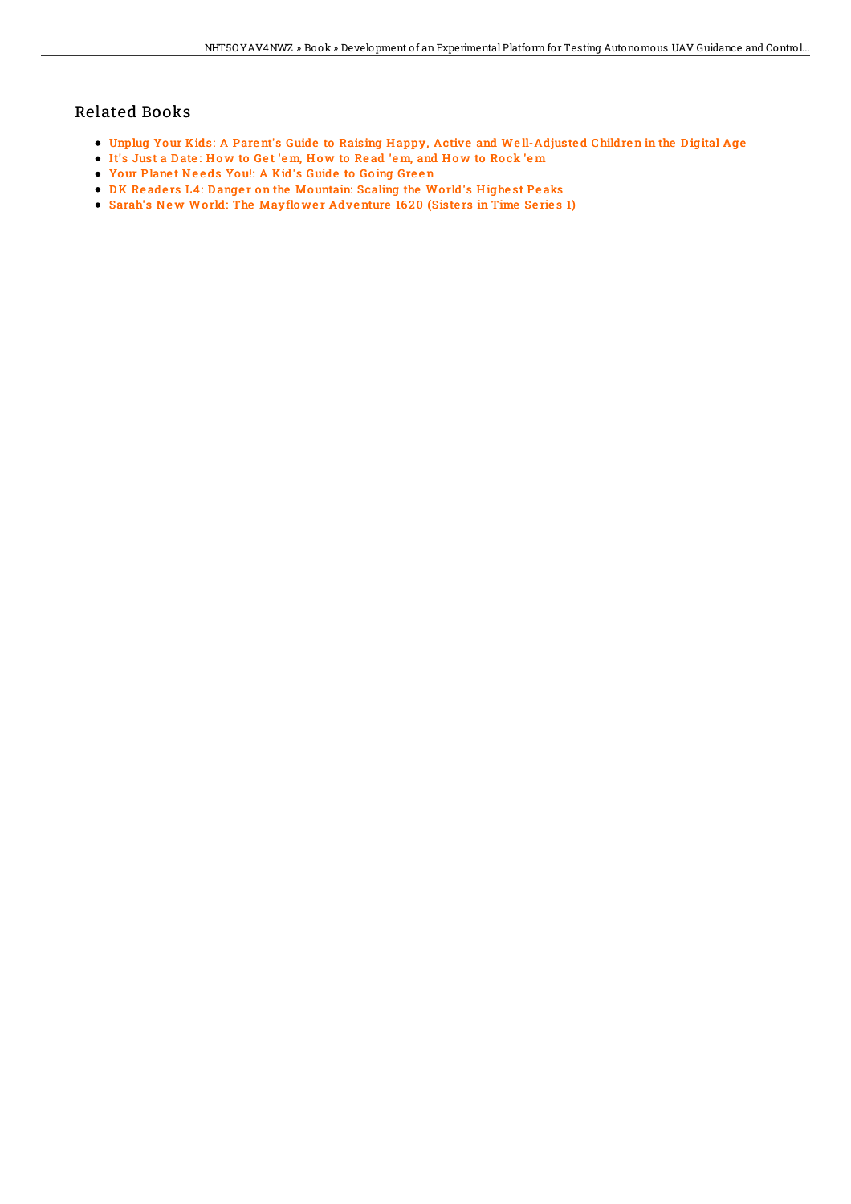## Related Books

- Unplug Your Kids: A Parent's Guide to Raising Happy, Active and Well-Adjusted Children in the Digital Age
- It's Just a Date: How to Get 'em, How to Read 'em, and How to Rock 'em
- Your Planet Needs You!: A Kid's Guide to Going Green
- DK Readers L4: Danger on the Mountain: Scaling the World's Highest Peaks
- Sarah's New World: The Mayflower Adventure 1620 (Sisters in Time Series 1)